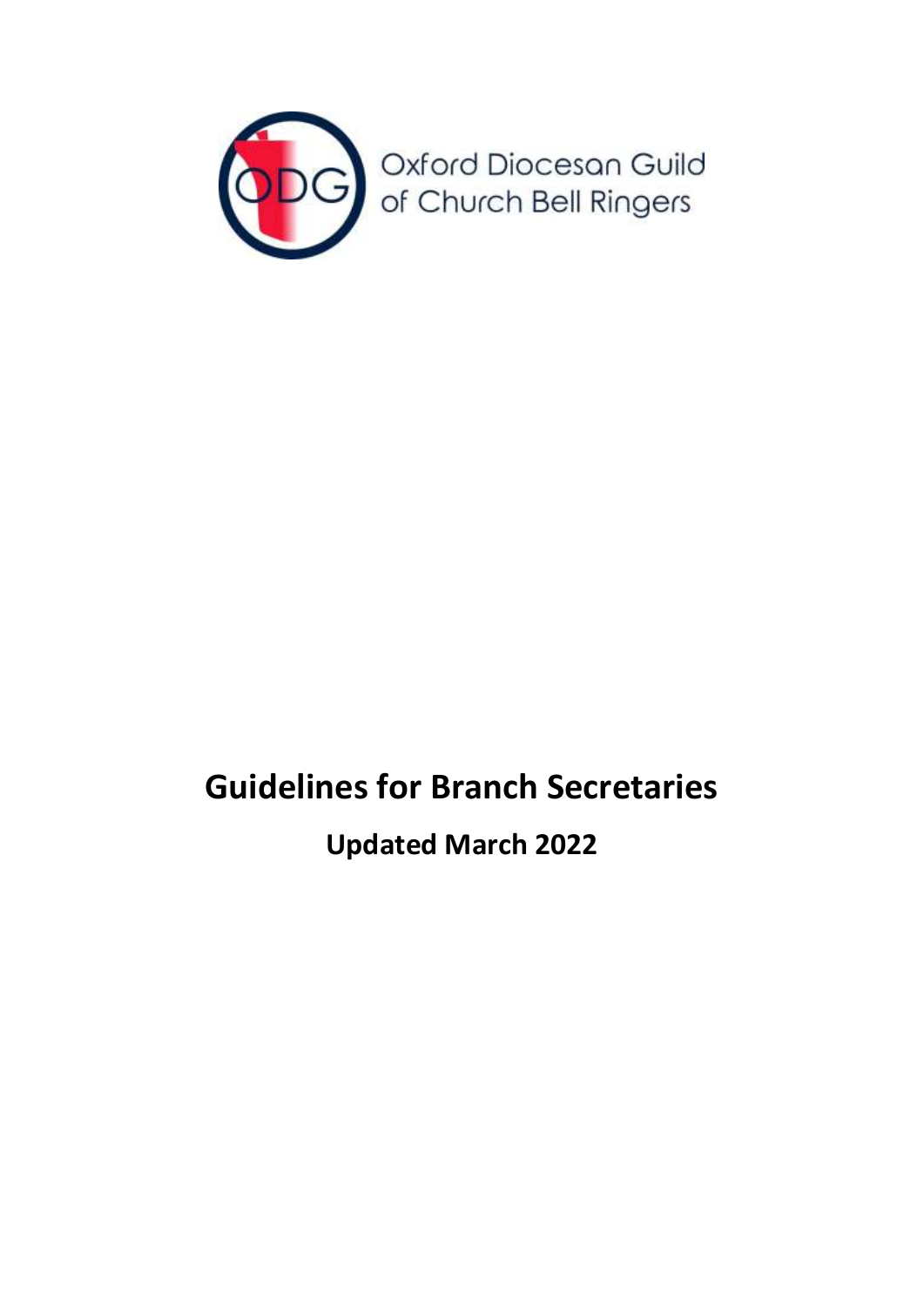Oxford Diocesan Guild of Church Bell Ringers

# Guidelines for Branch Secretaries

## Updated March 2022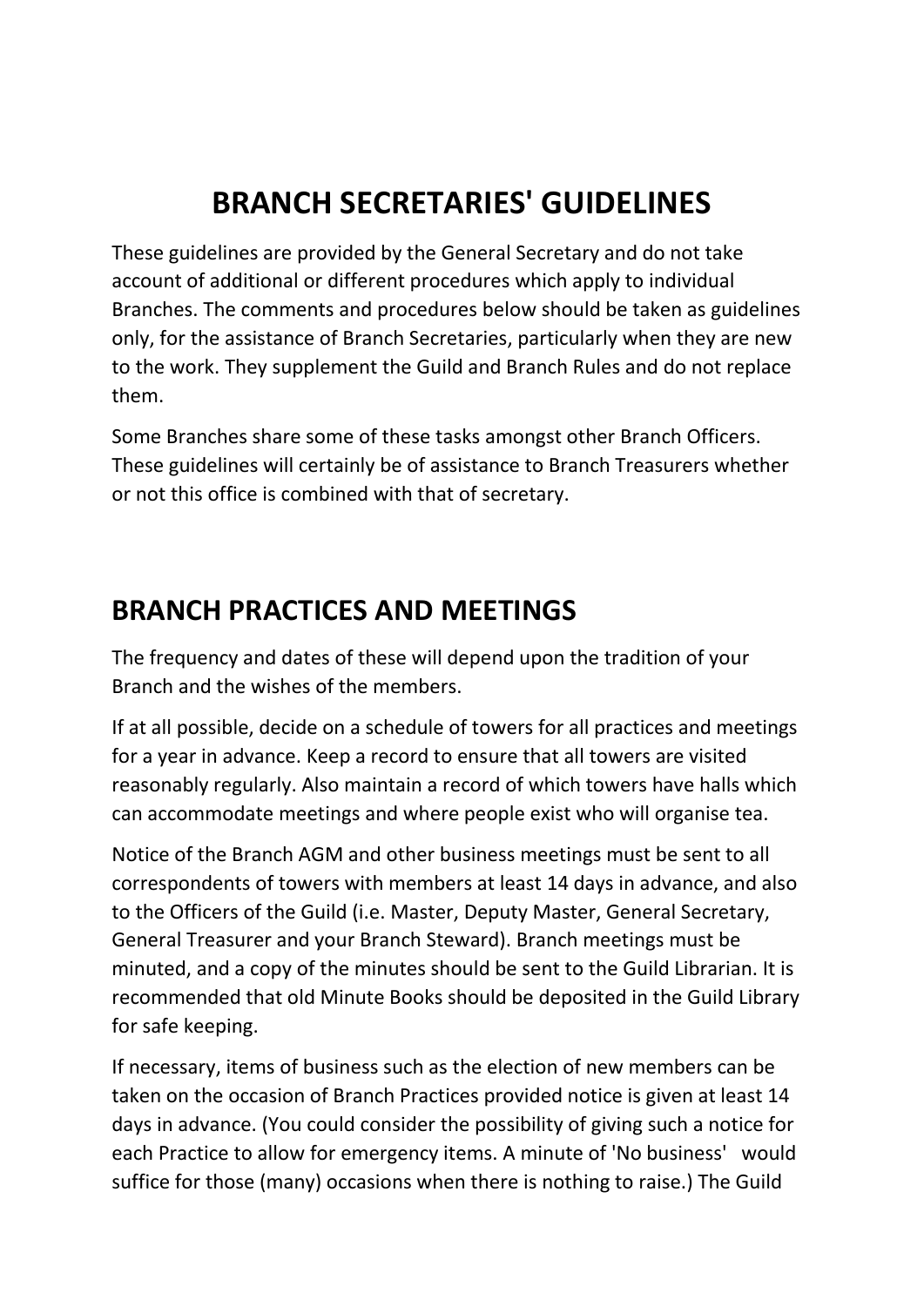# BRANCH SECRETARIES' GUIDELINES

These guidelines are provided by the General Secretary and do not take account of additional or different procedures which apply to individual Branches. The comments and procedures below should be taken as guidelines only, for the assistance of Branch Secretaries, particularly when they are new to the work. They supplement the Guild and Branch Rules and do not replace them.

Some Branches share some of these tasks amongst other Branch Officers. These guidelines will certainly be of assistance to Branch Treasurers whether or not this office is combined with that of secretary.

## BRANCH PRACTICES AND MEETINGS

The frequency and dates of these will depend upon the tradition of your Branch and the wishes of the members.

If at all possible, decide on a schedule of towers for all practices and meetings for a year in advance. Keep a record to ensure that all towers are visited reasonably regularly. Also maintain a record of which towers have halls which can accommodate meetings and where people exist who will organise tea.

Notice of the Branch AGM and other business meetings must be sent to all correspondents of towers with members at least 14 days in advance, and also to the Officers of the Guild (i.e. Master, Deputy Master, General Secretary, General Treasurer and your Branch Steward). Branch meetings must be minuted, and a copy of the minutes should be sent to the Guild Librarian. It is recommended that old Minute Books should be deposited in the Guild Library for safe keeping.

If necessary, items of business such as the election of new members can be taken on the occasion of Branch Practices provided notice is given at least 14 days in advance. (You could consider the possibility of giving such a notice for each Practice to allow for emergency items. A minute of 'No business' would suffice for those (many) occasions when there is nothing to raise.) The Guild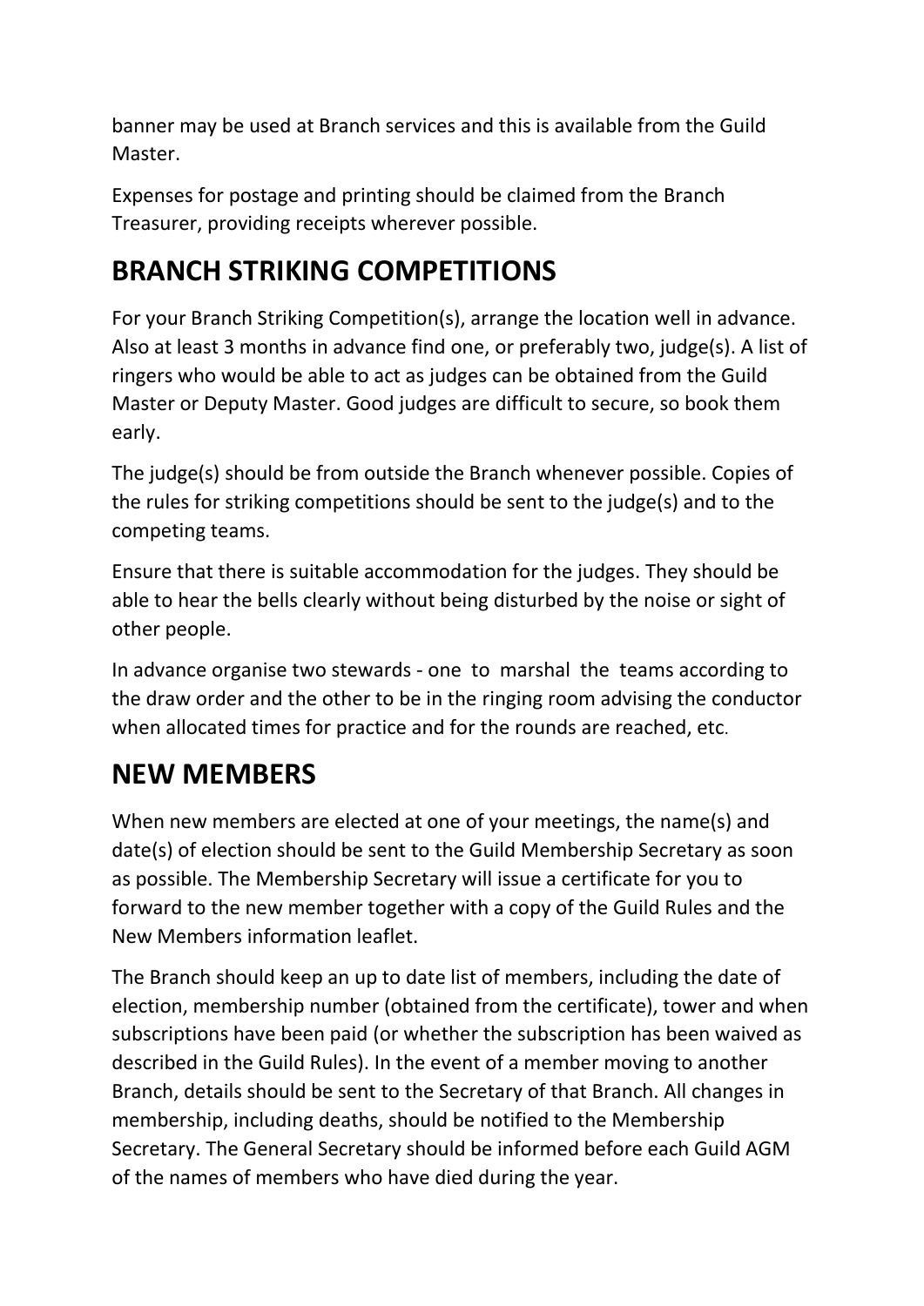banner may be used at Branch services and this is available from the Guild Master.

Expenses for postage and printing should be claimed from the Branch Treasurer, providing receipts wherever possible.

## BRANCH STRIKING COMPETITIONS

For your Branch Striking Competition(s), arrange the location well in advance. Also at least 3 months in advance find one, or preferably two, judge(s). A list of ringers who would be able to act as judges can be obtained from the Guild Master or Deputy Master. Good judges are difficult to secure, so book them early.

The judge(s) should be from outside the Branch whenever possible. Copies of the rules for striking competitions should be sent to the judge(s) and to the competing teams.

Ensure that there is suitable accommodation for the judges. They should be able to hear the bells clearly without being disturbed by the noise or sight of other people.

In advance organise two stewards - one to marshal the teams according to the draw order and the other to be in the ringing room advising the conductor when allocated times for practice and for the rounds are reached, etc.

## NEW MEMBERS

When new members are elected at one of your meetings, the name(s) and date(s) of election should be sent to the Guild Membership Secretary as soon as possible. The Membership Secretary will issue a certificate for you to forward to the new member together with a copy of the Guild Rules and the New Members information leaflet.

The Branch should keep an up to date list of members, including the date of election, membership number (obtained from the certificate), tower and when subscriptions have been paid (or whether the subscription has been waived as described in the Guild Rules). In the event of a member moving to another Branch, details should be sent to the Secretary of that Branch. All changes in membership, including deaths, should be notified to the Membership Secretary. The General Secretary should be informed before each Guild AGM of the names of members who have died during the year.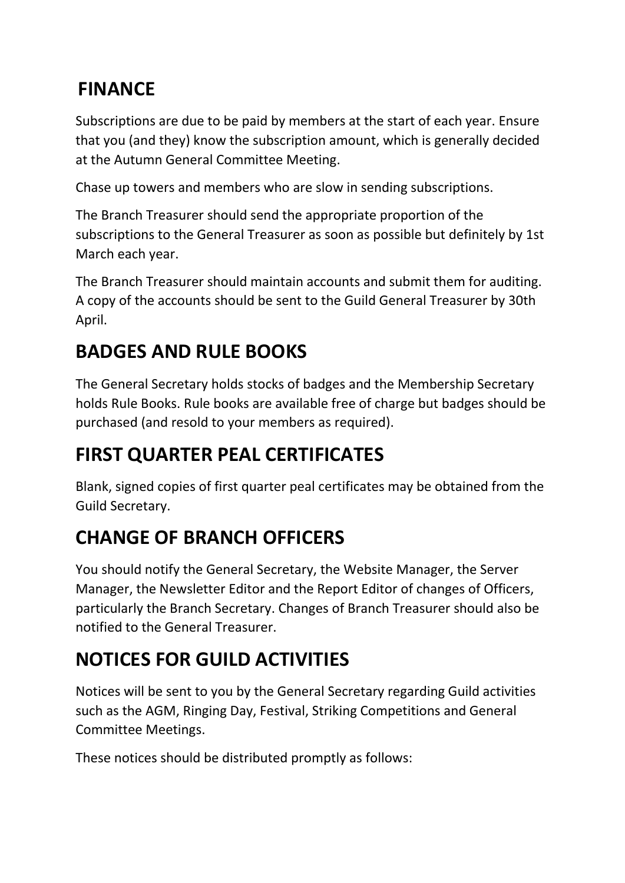## FINANCE

Subscriptions are due to be paid by members at the start of each year. Ensure that you (and they) know the subscription amount, which is generally decided at the Autumn General Committee Meeting.

Chase up towers and members who are slow in sending subscriptions.

The Branch Treasurer should send the appropriate proportion of the subscriptions to the General Treasurer as soon as possible but definitely by 1st March each year.

The Branch Treasurer should maintain accounts and submit them for auditing. A copy of the accounts should be sent to the Guild General Treasurer by 30th April.

## BADGES AND RULE BOOKS

The General Secretary holds stocks of badges and the Membership Secretary holds Rule Books. Rule books are available free of charge but badges should be purchased (and resold to your members as required).

## FIRST QUARTER PEAL CERTIFICATES

Blank, signed copies of first quarter peal certificates may be obtained from the Guild Secretary.

## CHANGE OF BRANCH OFFICERS

You should notify the General Secretary, the Website Manager, the Server Manager, the Newsletter Editor and the Report Editor of changes of Officers, particularly the Branch Secretary. Changes of Branch Treasurer should also be notified to the General Treasurer.

## NOTICES FOR GUILD ACTIVITIES

Notices will be sent to you by the General Secretary regarding Guild activities such as the AGM, Ringing Day, Festival, Striking Competitions and General Committee Meetings.

These notices should be distributed promptly as follows: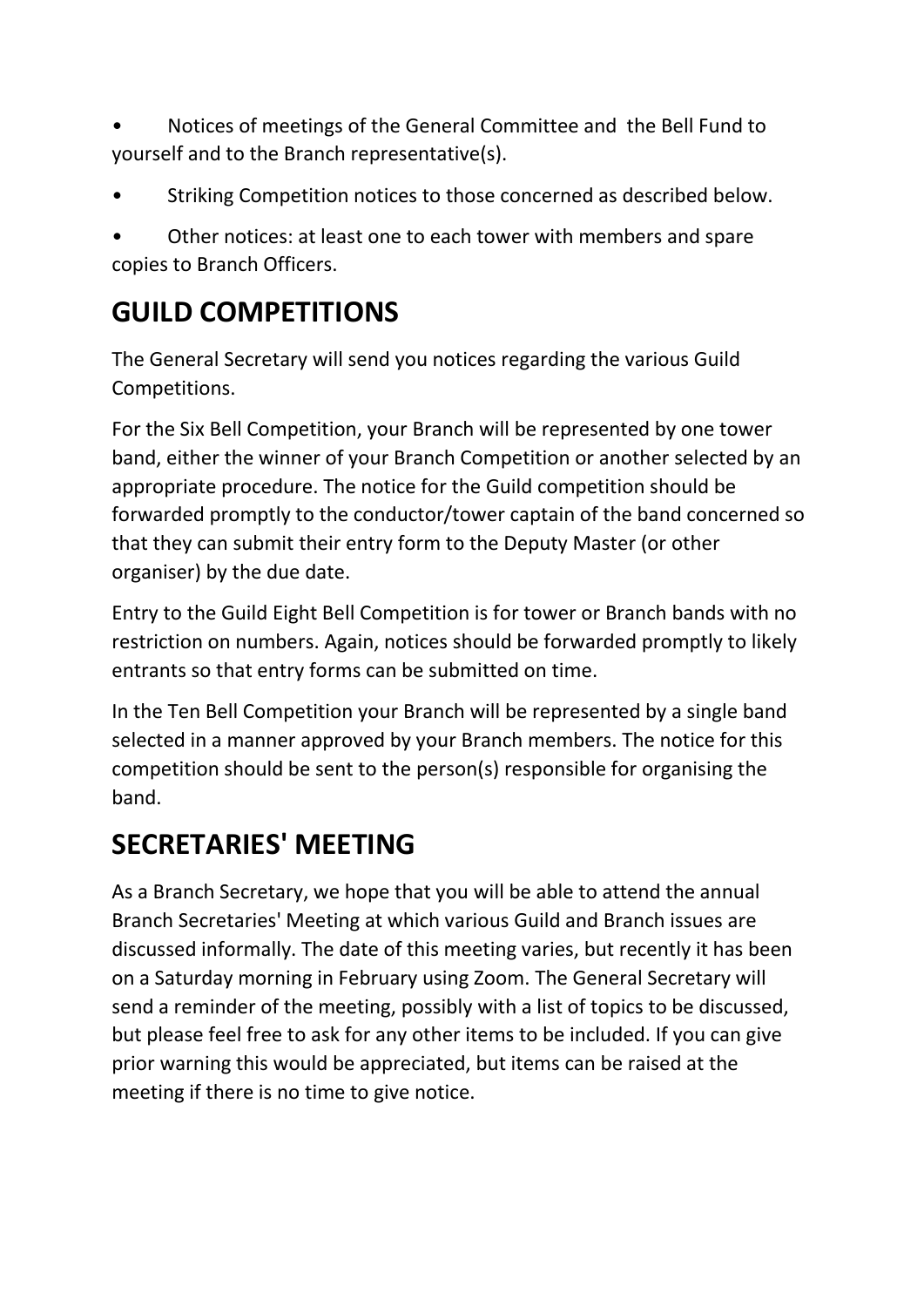- Notices of meetings of the General Committee and the Bell Fund to yourself and to the Branch representative(s).
- Striking Competition notices to those concerned as described below.
- Other notices: at least one to each tower with members and spare copies to Branch Officers.

## GUILD COMPETITIONS

The General Secretary will send you notices regarding the various Guild Competitions.

For the Six Bell Competition, your Branch will be represented by one tower band, either the winner of your Branch Competition or another selected by an appropriate procedure. The notice for the Guild competition should be forwarded promptly to the conductor/tower captain of the band concerned so that they can submit their entry form to the Deputy Master (or other organiser) by the due date.

Entry to the Guild Eight Bell Competition is for tower or Branch bands with no restriction on numbers. Again, notices should be forwarded promptly to likely entrants so that entry forms can be submitted on time.

In the Ten Bell Competition your Branch will be represented by a single band selected in a manner approved by your Branch members. The notice for this competition should be sent to the person(s) responsible for organising the band.

## SECRETARIES' MEETING

As a Branch Secretary, we hope that you will be able to attend the annual Branch Secretaries' Meeting at which various Guild and Branch issues are discussed informally. The date of this meeting varies, but recently it has been on a Saturday morning in February using Zoom. The General Secretary will send a reminder of the meeting, possibly with a list of topics to be discussed, but please feel free to ask for any other items to be included. If you can give prior warning this would be appreciated, but items can be raised at the meeting if there is no time to give notice.